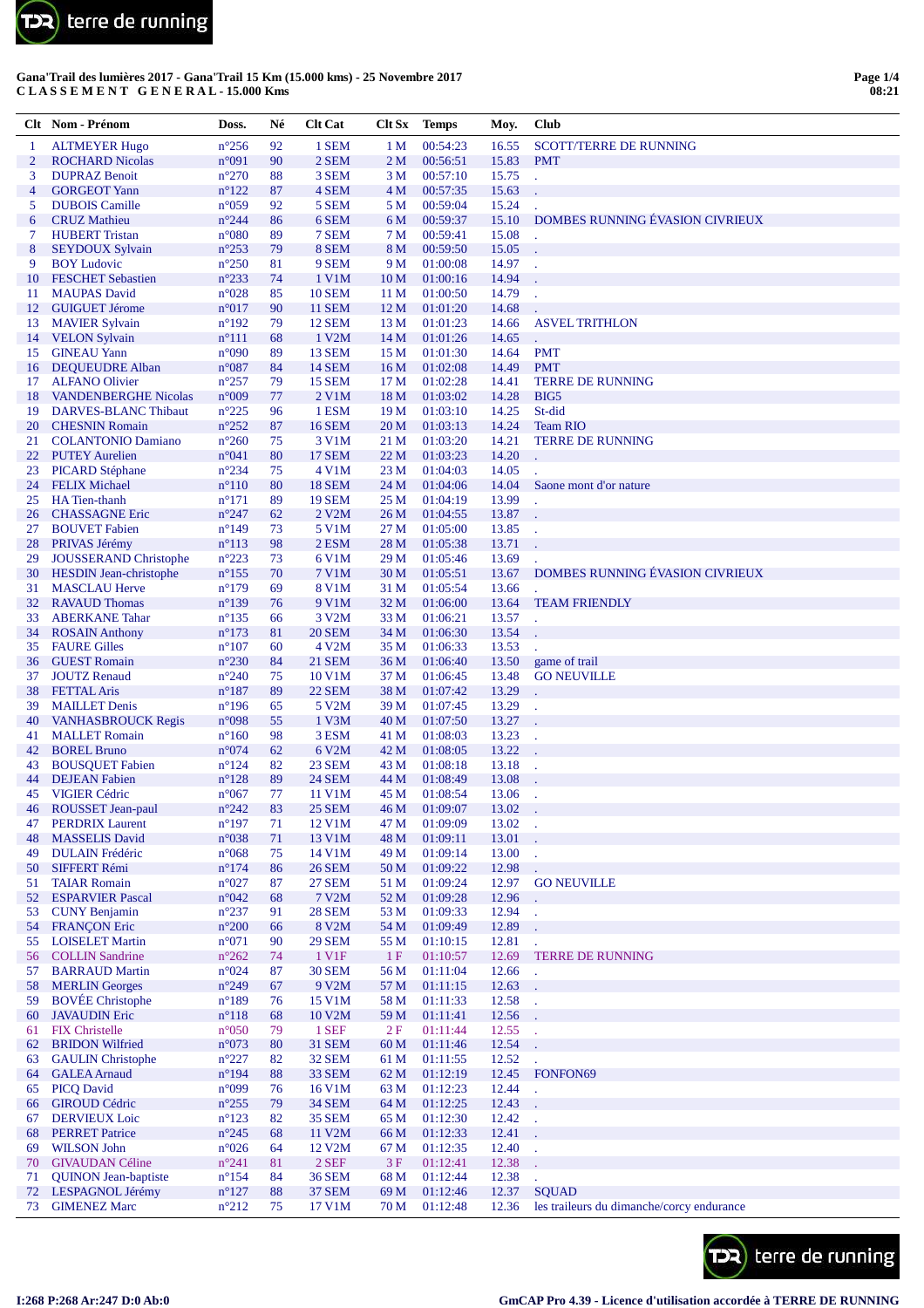**Gana'Trail des lumières 2017 - Gana'Trail 15 Km (15.000 kms) - 25 Novembre 2017**
**C L A S S E M E N T G E N E R A L - 15.000 Kms**

| Clt | Nom - Prénom | Doss. | Né | Clt Cat | Clt Sx | Temps | Moy. | Club |
|---|---|---|---|---|---|---|---|---|
| 1 | ALTMEYER Hugo | n°256 | 92 | 1 SEM | 1 M | 00:54:23 | 16.55 | SCOTT/TERRE DE RUNNING |
| 2 | ROCHARD Nicolas | n°091 | 90 | 2 SEM | 2 M | 00:56:51 | 15.83 | PMT |
| 3 | DUPRAZ Benoit | n°270 | 88 | 3 SEM | 3 M | 00:57:10 | 15.75 | . |
| 4 | GORGEOT Yann | n°122 | 87 | 4 SEM | 4 M | 00:57:35 | 15.63 | . |
| 5 | DUBOIS Camille | n°059 | 92 | 5 SEM | 5 M | 00:59:04 | 15.24 | . |
| 6 | CRUZ Mathieu | n°244 | 86 | 6 SEM | 6 M | 00:59:37 | 15.10 | DOMBES RUNNING ÉVASION CIVRIEUX |
| 7 | HUBERT Tristan | n°080 | 89 | 7 SEM | 7 M | 00:59:41 | 15.08 | . |
| 8 | SEYDOUX Sylvain | n°253 | 79 | 8 SEM | 8 M | 00:59:50 | 15.05 | . |
| 9 | BOY Ludovic | n°250 | 81 | 9 SEM | 9 M | 01:00:08 | 14.97 | . |
| 10 | FESCHET Sebastien | n°233 | 74 | 1 V1M | 10 M | 01:00:16 | 14.94 | . |
| 11 | MAUPAS David | n°028 | 85 | 10 SEM | 11 M | 01:00:50 | 14.79 | . |
| 12 | GUIGUET Jérome | n°017 | 90 | 11 SEM | 12 M | 01:01:20 | 14.68 | . |
| 13 | MAVIER Sylvain | n°192 | 79 | 12 SEM | 13 M | 01:01:23 | 14.66 | ASVEL TRITHLON |
| 14 | VELON Sylvain | n°111 | 68 | 1 V2M | 14 M | 01:01:26 | 14.65 | . |
| 15 | GINEAU Yann | n°090 | 89 | 13 SEM | 15 M | 01:01:30 | 14.64 | PMT |
| 16 | DEQUEUDRE Alban | n°087 | 84 | 14 SEM | 16 M | 01:02:08 | 14.49 | PMT |
| 17 | ALFANO Olivier | n°257 | 79 | 15 SEM | 17 M | 01:02:28 | 14.41 | TERRE DE RUNNING |
| 18 | VANDENBERGHE Nicolas | n°009 | 77 | 2 V1M | 18 M | 01:03:02 | 14.28 | BIG5 |
| 19 | DARVES-BLANC Thibaut | n°225 | 96 | 1 ESM | 19 M | 01:03:10 | 14.25 | St-did |
| 20 | CHESNIN Romain | n°252 | 87 | 16 SEM | 20 M | 01:03:13 | 14.24 | Team RIO |
| 21 | COLANTONIO Damiano | n°260 | 75 | 3 V1M | 21 M | 01:03:20 | 14.21 | TERRE DE RUNNING |
| 22 | PUTEY Aurelien | n°041 | 80 | 17 SEM | 22 M | 01:03:23 | 14.20 | . |
| 23 | PICARD Stéphane | n°234 | 75 | 4 V1M | 23 M | 01:04:03 | 14.05 | . |
| 24 | FELIX Michael | n°110 | 80 | 18 SEM | 24 M | 01:04:06 | 14.04 | Saone mont d'or nature |
| 25 | HA Tien-thanh | n°171 | 89 | 19 SEM | 25 M | 01:04:19 | 13.99 | . |
| 26 | CHASSAGNE Eric | n°247 | 62 | 2 V2M | 26 M | 01:04:55 | 13.87 | . |
| 27 | BOUVET Fabien | n°149 | 73 | 5 V1M | 27 M | 01:05:00 | 13.85 | . |
| 28 | PRIVAS Jérémy | n°113 | 98 | 2 ESM | 28 M | 01:05:38 | 13.71 | . |
| 29 | JOUSSERAND Christophe | n°223 | 73 | 6 V1M | 29 M | 01:05:46 | 13.69 | . |
| 30 | HESDIN Jean-christophe | n°155 | 70 | 7 V1M | 30 M | 01:05:51 | 13.67 | DOMBES RUNNING ÉVASION CIVRIEUX |
| 31 | MASCLAU Herve | n°179 | 69 | 8 V1M | 31 M | 01:05:54 | 13.66 | . |
| 32 | RAVAUD Thomas | n°139 | 76 | 9 V1M | 32 M | 01:06:00 | 13.64 | TEAM FRIENDLY |
| 33 | ABERKANE Tahar | n°135 | 66 | 3 V2M | 33 M | 01:06:21 | 13.57 | . |
| 34 | ROSAIN Anthony | n°173 | 81 | 20 SEM | 34 M | 01:06:30 | 13.54 | . |
| 35 | FAURE Gilles | n°107 | 60 | 4 V2M | 35 M | 01:06:33 | 13.53 | . |
| 36 | GUEST Romain | n°230 | 84 | 21 SEM | 36 M | 01:06:40 | 13.50 | game of trail |
| 37 | JOUTZ Renaud | n°240 | 75 | 10 V1M | 37 M | 01:06:45 | 13.48 | GO NEUVILLE |
| 38 | FETTAL Aris | n°187 | 89 | 22 SEM | 38 M | 01:07:42 | 13.29 | . |
| 39 | MAILLET Denis | n°196 | 65 | 5 V2M | 39 M | 01:07:45 | 13.29 | . |
| 40 | VANHASBROUCK Regis | n°098 | 55 | 1 V3M | 40 M | 01:07:50 | 13.27 | . |
| 41 | MALLET Romain | n°160 | 98 | 3 ESM | 41 M | 01:08:03 | 13.23 | . |
| 42 | BOREL Bruno | n°074 | 62 | 6 V2M | 42 M | 01:08:05 | 13.22 | . |
| 43 | BOUSQUET Fabien | n°124 | 82 | 23 SEM | 43 M | 01:08:18 | 13.18 | . |
| 44 | DEJEAN Fabien | n°128 | 89 | 24 SEM | 44 M | 01:08:49 | 13.08 | . |
| 45 | VIGIER Cédric | n°067 | 77 | 11 V1M | 45 M | 01:08:54 | 13.06 | . |
| 46 | ROUSSET Jean-paul | n°242 | 83 | 25 SEM | 46 M | 01:09:07 | 13.02 | . |
| 47 | PERDRIX Laurent | n°197 | 71 | 12 V1M | 47 M | 01:09:09 | 13.02 | . |
| 48 | MASSELIS David | n°038 | 71 | 13 V1M | 48 M | 01:09:11 | 13.01 | . |
| 49 | DULAIN Frédéric | n°068 | 75 | 14 V1M | 49 M | 01:09:14 | 13.00 | . |
| 50 | SIFFERT Rémi | n°174 | 86 | 26 SEM | 50 M | 01:09:22 | 12.98 | . |
| 51 | TAIAR Romain | n°027 | 87 | 27 SEM | 51 M | 01:09:24 | 12.97 | GO NEUVILLE |
| 52 | ESPARVIER Pascal | n°042 | 68 | 7 V2M | 52 M | 01:09:28 | 12.96 | . |
| 53 | CUNY Benjamin | n°237 | 91 | 28 SEM | 53 M | 01:09:33 | 12.94 | . |
| 54 | FRANÇON Eric | n°200 | 66 | 8 V2M | 54 M | 01:09:49 | 12.89 | . |
| 55 | LOISELET Martin | n°071 | 90 | 29 SEM | 55 M | 01:10:15 | 12.81 | . |
| 56 | COLLIN Sandrine | n°262 | 74 | 1 V1F | 1 F | 01:10:57 | 12.69 | TERRE DE RUNNING |
| 57 | BARRAUD Martin | n°024 | 87 | 30 SEM | 56 M | 01:11:04 | 12.66 | . |
| 58 | MERLIN Georges | n°249 | 67 | 9 V2M | 57 M | 01:11:15 | 12.63 | . |
| 59 | BOVÉE Christophe | n°189 | 76 | 15 V1M | 58 M | 01:11:33 | 12.58 | . |
| 60 | JAVAUDIN Eric | n°118 | 68 | 10 V2M | 59 M | 01:11:41 | 12.56 | . |
| 61 | FIX Christelle | n°050 | 79 | 1 SEF | 2 F | 01:11:44 | 12.55 | . |
| 62 | BRIDON Wilfried | n°073 | 80 | 31 SEM | 60 M | 01:11:46 | 12.54 | . |
| 63 | GAULIN Christophe | n°227 | 82 | 32 SEM | 61 M | 01:11:55 | 12.52 | . |
| 64 | GALEA Arnaud | n°194 | 88 | 33 SEM | 62 M | 01:12:19 | 12.45 | FONFON69 |
| 65 | PICQ David | n°099 | 76 | 16 V1M | 63 M | 01:12:23 | 12.44 | . |
| 66 | GIROUD Cédric | n°255 | 79 | 34 SEM | 64 M | 01:12:25 | 12.43 | . |
| 67 | DERVIEUX Loic | n°123 | 82 | 35 SEM | 65 M | 01:12:30 | 12.42 | . |
| 68 | PERRET Patrice | n°245 | 68 | 11 V2M | 66 M | 01:12:33 | 12.41 | . |
| 69 | WILSON John | n°026 | 64 | 12 V2M | 67 M | 01:12:35 | 12.40 | . |
| 70 | GIVAUDAN Céline | n°241 | 81 | 2 SEF | 3 F | 01:12:41 | 12.38 | . |
| 71 | QUINON Jean-baptiste | n°154 | 84 | 36 SEM | 68 M | 01:12:44 | 12.38 | . |
| 72 | LESPAGNOL Jérémy | n°127 | 88 | 37 SEM | 69 M | 01:12:46 | 12.37 | SQUAD |
| 73 | GIMENEZ Marc | n°212 | 75 | 17 V1M | 70 M | 01:12:48 | 12.36 | les traileurs du dimanche/corcy endurance |

I:268 P:268 Ar:247 D:0 Ab:0

GmCAP Pro 4.39 - Licence d'utilisation accordée à TERRE DE RUNNING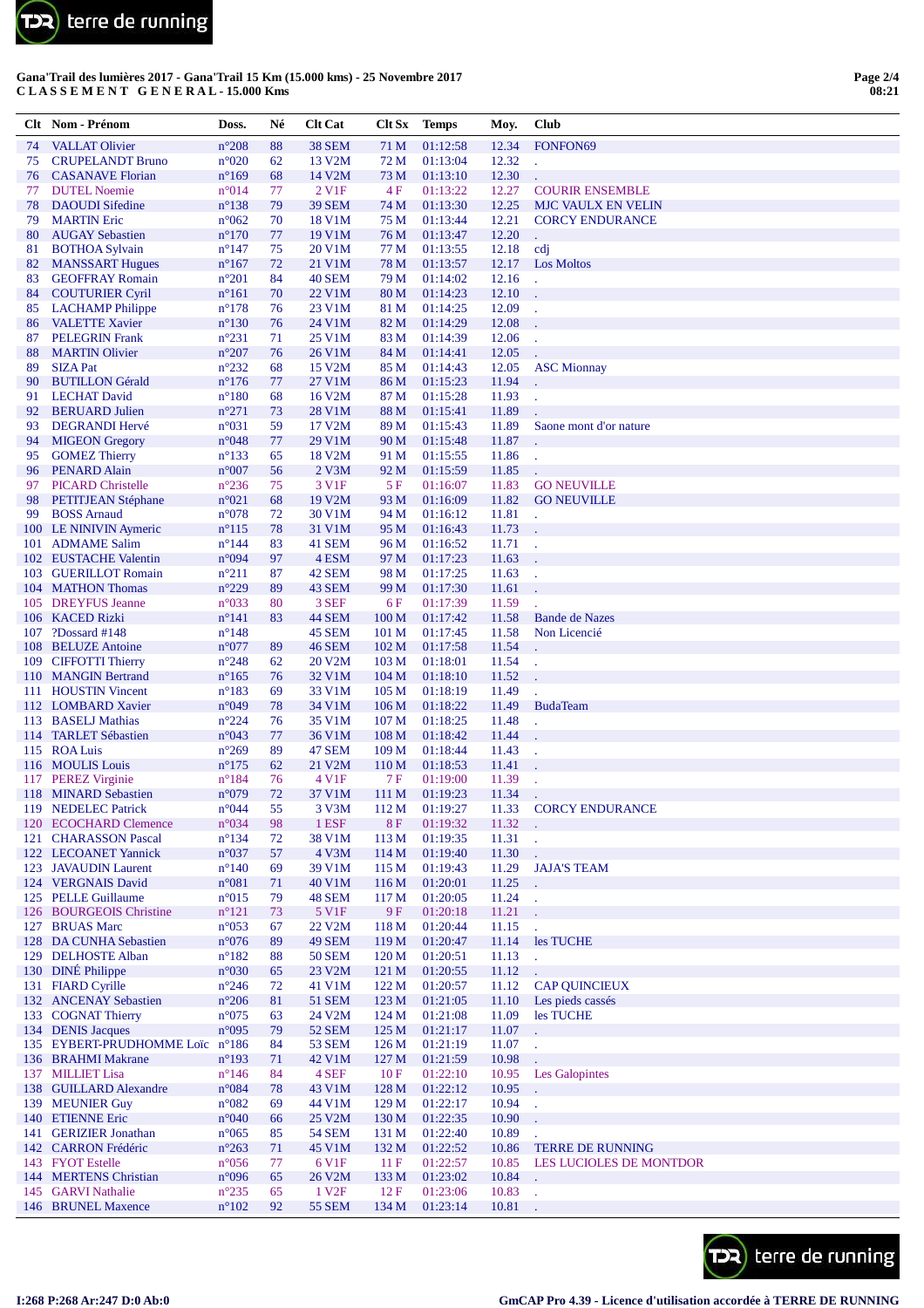Gana'Trail des lumières 2017 - Gana'Trail 15 Km (15.000 kms) - 25 Novembre 2017
**C L A S S E M E N T   G E N E R A L - 15.000 Kms**

| Clt | Nom - Prénom | Doss. | Né | Clt Cat | Clt Sx | Temps | Moy. | Club |
|---|---|---|---|---|---|---|---|---|
| 74 | VALLAT Olivier | n°208 | 88 | 38 SEM | 71 M | 01:12:58 | 12.34 | FONFON69 |
| 75 | CRUPELANDT Bruno | n°020 | 62 | 13 V2M | 72 M | 01:13:04 | 12.32 | . |
| 76 | CASANAVE Florian | n°169 | 68 | 14 V2M | 73 M | 01:13:10 | 12.30 | . |
| 77 | DUTEL Noemie | n°014 | 77 | 2 V1F | 4 F | 01:13:22 | 12.27 | COURIR ENSEMBLE |
| 78 | DAOUDI Sifedine | n°138 | 79 | 39 SEM | 74 M | 01:13:30 | 12.25 | MJC VAULX EN VELIN |
| 79 | MARTIN Eric | n°062 | 70 | 18 V1M | 75 M | 01:13:44 | 12.21 | CORCY ENDURANCE |
| 80 | AUGAY Sebastien | n°170 | 77 | 19 V1M | 76 M | 01:13:47 | 12.20 | . |
| 81 | BOTHOA Sylvain | n°147 | 75 | 20 V1M | 77 M | 01:13:55 | 12.18 | cdj |
| 82 | MANSSART Hugues | n°167 | 72 | 21 V1M | 78 M | 01:13:57 | 12.17 | Los Moltos |
| 83 | GEOFFRAY Romain | n°201 | 84 | 40 SEM | 79 M | 01:14:02 | 12.16 | . |
| 84 | COUTURIER Cyril | n°161 | 70 | 22 V1M | 80 M | 01:14:23 | 12.10 | . |
| 85 | LACHAMP Philippe | n°178 | 76 | 23 V1M | 81 M | 01:14:25 | 12.09 | . |
| 86 | VALETTE Xavier | n°130 | 76 | 24 V1M | 82 M | 01:14:29 | 12.08 | . |
| 87 | PELEGRIN Frank | n°231 | 71 | 25 V1M | 83 M | 01:14:39 | 12.06 | . |
| 88 | MARTIN Olivier | n°207 | 76 | 26 V1M | 84 M | 01:14:41 | 12.05 | . |
| 89 | SIZA Pat | n°232 | 68 | 15 V2M | 85 M | 01:14:43 | 12.05 | ASC Mionnay |
| 90 | BUTILLON Gérald | n°176 | 77 | 27 V1M | 86 M | 01:15:23 | 11.94 | . |
| 91 | LECHAT David | n°180 | 68 | 16 V2M | 87 M | 01:15:28 | 11.93 | . |
| 92 | BERLIARD Julien | n°271 | 73 | 28 V1M | 88 M | 01:15:41 | 11.89 | . |
| 93 | DEGRANDI Hervé | n°031 | 59 | 17 V2M | 89 M | 01:15:43 | 11.89 | Saone mont d'or nature |
| 94 | MIGEON Gregory | n°048 | 77 | 29 V1M | 90 M | 01:15:48 | 11.87 | . |
| 95 | GOMEZ Thierry | n°133 | 65 | 18 V2M | 91 M | 01:15:55 | 11.86 | . |
| 96 | PENARD Alain | n°007 | 56 | 2 V3M | 92 M | 01:15:59 | 11.85 | . |
| 97 | PICARD Christelle | n°236 | 75 | 3 V1F | 5 F | 01:16:07 | 11.83 | GO NEUVILLE |
| 98 | PETITJEAN Stéphane | n°021 | 68 | 19 V2M | 93 M | 01:16:09 | 11.82 | GO NEUVILLE |
| 99 | BOSS Arnaud | n°078 | 72 | 30 V1M | 94 M | 01:16:12 | 11.81 | . |
| 100 | LE NINIVIN Aymeric | n°115 | 78 | 31 V1M | 95 M | 01:16:43 | 11.73 | . |
| 101 | ADMANE Salim | n°144 | 83 | 41 SEM | 96 M | 01:16:52 | 11.71 | . |
| 102 | EUSTACHE Valentin | n°094 | 97 | 4 ESM | 97 M | 01:17:23 | 11.63 | . |
| 103 | GUERILLOT Romain | n°211 | 87 | 42 SEM | 98 M | 01:17:25 | 11.63 | . |
| 104 | MATHON Thomas | n°229 | 89 | 43 SEM | 99 M | 01:17:30 | 11.61 | . |
| 105 | DREYFUS Jeanne | n°033 | 80 | 3 SEF | 6 F | 01:17:39 | 11.59 | . |
| 106 | KACED Rizki | n°141 | 83 | 44 SEM | 100 M | 01:17:42 | 11.58 | Bande de Nazes |
| 107 | ?Dossard #148 | n°148 | | 45 SEM | 101 M | 01:17:45 | 11.58 | Non Licencié |
| 108 | BELUZE Antoine | n°077 | 89 | 46 SEM | 102 M | 01:17:58 | 11.54 | . |
| 109 | CIFFOTTI Thierry | n°248 | 62 | 20 V2M | 103 M | 01:18:01 | 11.54 | . |
| 110 | MANGIN Bertrand | n°165 | 76 | 32 V1M | 104 M | 01:18:10 | 11.52 | . |
| 111 | HOUSTIN Vincent | n°183 | 69 | 33 V1M | 105 M | 01:18:19 | 11.49 | . |
| 112 | LOMBARD Xavier | n°049 | 78 | 34 V1M | 106 M | 01:18:22 | 11.49 | BudaTeam |
| 113 | BASELJ Mathias | n°224 | 76 | 35 V1M | 107 M | 01:18:25 | 11.48 | . |
| 114 | TARLET Sébastien | n°043 | 77 | 36 V1M | 108 M | 01:18:42 | 11.44 | . |
| 115 | ROA Luis | n°269 | 89 | 47 SEM | 109 M | 01:18:44 | 11.43 | . |
| 116 | MOULIS Louis | n°175 | 62 | 21 V2M | 110 M | 01:18:53 | 11.41 | . |
| 117 | PEREZ Virginie | n°184 | 76 | 4 V1F | 7 F | 01:19:00 | 11.39 | . |
| 118 | MINARD Sebastien | n°079 | 72 | 37 V1M | 111 M | 01:19:23 | 11.34 | . |
| 119 | NEDELEC Patrick | n°044 | 55 | 3 V3M | 112 M | 01:19:27 | 11.33 | CORCY ENDURANCE |
| 120 | ECOCHARD Clemence | n°034 | 98 | 1 ESF | 8 F | 01:19:32 | 11.32 | . |
| 121 | CHARASSON Pascal | n°134 | 72 | 38 V1M | 113 M | 01:19:35 | 11.31 | . |
| 122 | LECOANET Yannick | n°037 | 57 | 4 V3M | 114 M | 01:19:40 | 11.30 | . |
| 123 | JAVAUDIN Laurent | n°140 | 69 | 39 V1M | 115 M | 01:19:43 | 11.29 | JAJA'S TEAM |
| 124 | VERGNAIS David | n°081 | 71 | 40 V1M | 116 M | 01:20:01 | 11.25 | . |
| 125 | PELLE Guillaume | n°015 | 79 | 48 SEM | 117 M | 01:20:05 | 11.24 | . |
| 126 | BOURGEOIS Christine | n°121 | 73 | 5 V1F | 9 F | 01:20:18 | 11.21 | . |
| 127 | BRUAS Marc | n°053 | 67 | 22 V2M | 118 M | 01:20:44 | 11.15 | . |
| 128 | DA CUNHA Sebastien | n°076 | 89 | 49 SEM | 119 M | 01:20:47 | 11.14 | les TUCHE |
| 129 | DELHOSTE Alban | n°182 | 88 | 50 SEM | 120 M | 01:20:51 | 11.13 | . |
| 130 | DINÉ Philippe | n°030 | 65 | 23 V2M | 121 M | 01:20:55 | 11.12 | . |
| 131 | FIARD Cyrille | n°246 | 72 | 41 V1M | 122 M | 01:20:57 | 11.12 | CAP QUINCIEUX |
| 132 | ANCENAY Sebastien | n°206 | 81 | 51 SEM | 123 M | 01:21:05 | 11.10 | Les pieds cassés |
| 133 | COGNAT Thierry | n°075 | 63 | 24 V2M | 124 M | 01:21:08 | 11.09 | les TUCHE |
| 134 | DENIS Jacques | n°095 | 79 | 52 SEM | 125 M | 01:21:17 | 11.07 | . |
| 135 | EYBERT-PRUDHOMME Loïc | n°186 | 84 | 53 SEM | 126 M | 01:21:19 | 11.07 | . |
| 136 | BRAHMI Makrane | n°193 | 71 | 42 V1M | 127 M | 01:21:59 | 10.98 | . |
| 137 | MILLIET Lisa | n°146 | 84 | 4 SEF | 10 F | 01:22:10 | 10.95 | Les Galopintes |
| 138 | GUILLARD Alexandre | n°084 | 78 | 43 V1M | 128 M | 01:22:12 | 10.95 | . |
| 139 | MEUNIER Guy | n°082 | 69 | 44 V1M | 129 M | 01:22:17 | 10.94 | . |
| 140 | ETIENNE Eric | n°040 | 66 | 25 V2M | 130 M | 01:22:35 | 10.90 | . |
| 141 | GERIZIER Jonathan | n°065 | 85 | 54 SEM | 131 M | 01:22:40 | 10.89 | . |
| 142 | CARRON Frédéric | n°263 | 71 | 45 V1M | 132 M | 01:22:52 | 10.86 | TERRE DE RUNNING |
| 143 | FYOT Estelle | n°056 | 77 | 6 V1F | 11 F | 01:22:57 | 10.85 | LES LUCIOLES DE MONTDOR |
| 144 | MERTENS Christian | n°096 | 65 | 26 V2M | 133 M | 01:23:02 | 10.84 | . |
| 145 | GARVI Nathalie | n°235 | 65 | 1 V2F | 12 F | 01:23:06 | 10.83 | . |
| 146 | BRUNEL Maxence | n°102 | 92 | 55 SEM | 134 M | 01:23:14 | 10.81 | . |

I:268 P:268 Ar:247 D:0 Ab:0

GmCAP Pro 4.39 - Licence d'utilisation accordée à TERRE DE RUNNING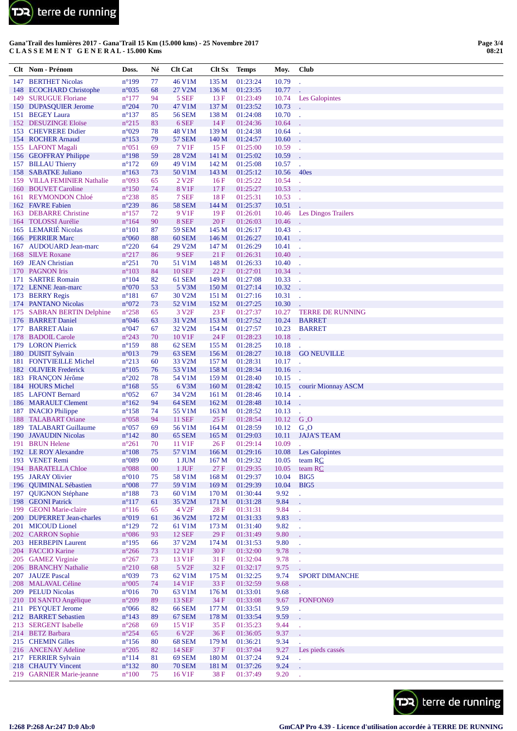Gana'Trail des lumières 2017 - Gana'Trail 15 Km (15.000 kms) - 25 Novembre 2017
**C L A S S E M E N T   G E N E R A L - 15.000 Kms**

| Clt | Nom - Prénom | Doss. | Né | Clt Cat | Clt Sx | Temps | Moy. | Club |
|---|---|---|---|---|---|---|---|---|
| 147 | BERTHET Nicolas | n°199 | 77 | 46 V1M | 135 M | 01:23:24 | 10.79 | . |
| 148 | ECOCHARD Christophe | n°035 | 68 | 27 V2M | 136 M | 01:23:35 | 10.77 | . |
| 149 | SURUGUE Floriane | n°177 | 94 | 5 SEF | 13 F | 01:23:49 | 10.74 | Les Galopintes |
| 150 | DUPASQUIER Jerome | n°204 | 70 | 47 V1M | 137 M | 01:23:52 | 10.73 | . |
| 151 | BEGEY Laura | n°137 | 85 | 56 SEM | 138 M | 01:24:08 | 10.70 | . |
| 152 | DESUZINGE Eloïse | n°215 | 83 | 6 SEF | 14 F | 01:24:36 | 10.64 | . |
| 153 | CHEVRERE Didier | n°029 | 78 | 48 V1M | 139 M | 01:24:38 | 10.64 | . |
| 154 | ROCHER Arnaud | n°153 | 79 | 57 SEM | 140 M | 01:24:57 | 10.60 | . |
| 155 | LAFONT Magali | n°051 | 69 | 7 V1F | 15 F | 01:25:00 | 10.59 | . |
| 156 | GEOFFRAY Philippe | n°198 | 59 | 28 V2M | 141 M | 01:25:02 | 10.59 | . |
| 157 | BILLAU Thierry | n°172 | 69 | 49 V1M | 142 M | 01:25:08 | 10.57 | . |
| 158 | SABATKE Juliano | n°163 | 73 | 50 V1M | 143 M | 01:25:12 | 10.56 | 40es |
| 159 | VILLA FEMINIER Nathalie | n°093 | 65 | 2 V2F | 16 F | 01:25:22 | 10.54 | . |
| 160 | BOUVET Caroline | n°150 | 74 | 8 V1F | 17 F | 01:25:27 | 10.53 | . |
| 161 | REYMONDON Chloé | n°238 | 85 | 7 SEF | 18 F | 01:25:31 | 10.53 | . |
| 162 | FAVRE Fabien | n°239 | 86 | 58 SEM | 144 M | 01:25:37 | 10.51 | . |
| 163 | DEBARRE Christine | n°157 | 72 | 9 V1F | 19 F | 01:26:01 | 10.46 | Les Dingos Trailers |
| 164 | TOLOSSI Aurélie | n°164 | 90 | 8 SEF | 20 F | 01:26:03 | 10.46 | . |
| 165 | LEMARIÉ Nicolas | n°101 | 87 | 59 SEM | 145 M | 01:26:17 | 10.43 | . |
| 166 | PERRIER Marc | n°060 | 88 | 60 SEM | 146 M | 01:26:27 | 10.41 | . |
| 167 | AUDOUARD Jean-marc | n°220 | 64 | 29 V2M | 147 M | 01:26:29 | 10.41 | . |
| 168 | SILVE Roxane | n°217 | 86 | 9 SEF | 21 F | 01:26:31 | 10.40 | . |
| 169 | JEAN Christian | n°251 | 70 | 51 V1M | 148 M | 01:26:33 | 10.40 | . |
| 170 | PAGNON Iris | n°103 | 84 | 10 SEF | 22 F | 01:27:01 | 10.34 | . |
| 171 | SARTRE Romain | n°104 | 82 | 61 SEM | 149 M | 01:27:08 | 10.33 | . |
| 172 | LENNE Jean-marc | n°070 | 53 | 5 V3M | 150 M | 01:27:14 | 10.32 | . |
| 173 | BERRY Regis | n°181 | 67 | 30 V2M | 151 M | 01:27:16 | 10.31 | . |
| 174 | PANTANO Nicolas | n°072 | 73 | 52 V1M | 152 M | 01:27:25 | 10.30 | . |
| 175 | SABRAN BERTIN Delphine | n°258 | 65 | 3 V2F | 23 F | 01:27:37 | 10.27 | TERRE DE RUNNING |
| 176 | BARRET Daniel | n°046 | 63 | 31 V2M | 153 M | 01:27:52 | 10.24 | BARRET |
| 177 | BARRET Alain | n°047 | 67 | 32 V2M | 154 M | 01:27:57 | 10.23 | BARRET |
| 178 | BADOIL Carole | n°243 | 70 | 10 V1F | 24 F | 01:28:23 | 10.18 | . |
| 179 | LORON Pierrick | n°159 | 88 | 62 SEM | 155 M | 01:28:25 | 10.18 | . |
| 180 | DUISIT Sylvain | n°013 | 79 | 63 SEM | 156 M | 01:28:27 | 10.18 | GO NEUVILLE |
| 181 | FONTVIEILLE Michel | n°213 | 60 | 33 V2M | 157 M | 01:28:31 | 10.17 | . |
| 182 | OLIVIER Frederick | n°105 | 76 | 53 V1M | 158 M | 01:28:34 | 10.16 | . |
| 183 | FRANÇON Jérôme | n°202 | 78 | 54 V1M | 159 M | 01:28:40 | 10.15 | . |
| 184 | HOURS Michel | n°168 | 55 | 6 V3M | 160 M | 01:28:42 | 10.15 | courir Mionnay ASCM |
| 185 | LAFONT Bernard | n°052 | 67 | 34 V2M | 161 M | 01:28:46 | 10.14 | . |
| 186 | MARAULT Clement | n°162 | 94 | 64 SEM | 162 M | 01:28:48 | 10.14 | . |
| 187 | INACIO Philippe | n°158 | 74 | 55 V1M | 163 M | 01:28:52 | 10.13 | . |
| 188 | TALABART Oriane | n°058 | 94 | 11 SEF | 25 F | 01:28:54 | 10.12 | G_O |
| 189 | TALABART Guillaume | n°057 | 69 | 56 V1M | 164 M | 01:28:59 | 10.12 | G_O |
| 190 | JAVAUDIN Nicolas | n°142 | 80 | 65 SEM | 165 M | 01:29:03 | 10.11 | JAJA'S TEAM |
| 191 | BRUN Helene | n°261 | 70 | 11 V1F | 26 F | 01:29:14 | 10.09 | . |
| 192 | LE ROY Alexandre | n°108 | 75 | 57 V1M | 166 M | 01:29:16 | 10.08 | Les Galopintes |
| 193 | VENET Remi | n°089 | 00 | 1 JUM | 167 M | 01:29:32 | 10.05 | team RC |
| 194 | BARATELLA Chloe | n°088 | 00 | 1 JUF | 27 F | 01:29:35 | 10.05 | team RC |
| 195 | JARAY Olivier | n°010 | 75 | 58 V1M | 168 M | 01:29:37 | 10.04 | BIG5 |
| 196 | QUIMINAL Sébastien | n°008 | 77 | 59 V1M | 169 M | 01:29:39 | 10.04 | BIG5 |
| 197 | QUIGNON Stéphane | n°188 | 73 | 60 V1M | 170 M | 01:30:44 | 9.92 | . |
| 198 | GEONI Patrick | n°117 | 61 | 35 V2M | 171 M | 01:31:28 | 9.84 | . |
| 199 | GEONI Marie-claire | n°116 | 65 | 4 V2F | 28 F | 01:31:31 | 9.84 | . |
| 200 | DUPERRET Jean-charles | n°019 | 61 | 36 V2M | 172 M | 01:31:33 | 9.83 | . |
| 201 | MICOUD Lionel | n°129 | 72 | 61 V1M | 173 M | 01:31:40 | 9.82 | . |
| 202 | CARRON Sophie | n°086 | 93 | 12 SEF | 29 F | 01:31:49 | 9.80 | . |
| 203 | HERBEPIN Laurent | n°195 | 66 | 37 V2M | 174 M | 01:31:53 | 9.80 | . |
| 204 | FACCIO Karine | n°266 | 73 | 12 V1F | 30 F | 01:32:00 | 9.78 | . |
| 205 | GAMEZ Virginie | n°267 | 73 | 13 V1F | 31 F | 01:32:04 | 9.78 | . |
| 206 | BRANCHY Nathalie | n°210 | 68 | 5 V2F | 32 F | 01:32:17 | 9.75 | . |
| 207 | JAUZE Pascal | n°039 | 73 | 62 V1M | 175 M | 01:32:25 | 9.74 | SPORT DIMANCHE |
| 208 | MALAVAL Céline | n°005 | 74 | 14 V1F | 33 F | 01:32:59 | 9.68 | . |
| 209 | PELUD Nicolas | n°016 | 70 | 63 V1M | 176 M | 01:33:01 | 9.68 | . |
| 210 | DI SANTO Angélique | n°209 | 89 | 13 SEF | 34 F | 01:33:08 | 9.67 | FONFON69 |
| 211 | PEYQUET Jerome | n°066 | 82 | 66 SEM | 177 M | 01:33:51 | 9.59 | . |
| 212 | BARRET Sebastien | n°143 | 89 | 67 SEM | 178 M | 01:33:54 | 9.59 | . |
| 213 | SERGENT Isabelle | n°268 | 69 | 15 V1F | 35 F | 01:35:23 | 9.44 | . |
| 214 | BETZ Barbara | n°254 | 65 | 6 V2F | 36 F | 01:36:05 | 9.37 | . |
| 215 | CHEMIN Gilles | n°156 | 80 | 68 SEM | 179 M | 01:36:21 | 9.34 | . |
| 216 | ANCENAY Adeline | n°205 | 82 | 14 SEF | 37 F | 01:37:04 | 9.27 | Les pieds cassés |
| 217 | FERRIER Sylvain | n°114 | 81 | 69 SEM | 180 M | 01:37:24 | 9.24 | . |
| 218 | CHAUTY Vincent | n°132 | 80 | 70 SEM | 181 M | 01:37:26 | 9.24 | . |
| 219 | GARNIER Marie-jeanne | n°100 | 75 | 16 V1F | 38 F | 01:37:49 | 9.20 | . |

I:268 P:268 Ar:247 D:0 Ab:0

GmCAP Pro 4.39 - Licence d'utilisation accordée à TERRE DE RUNNING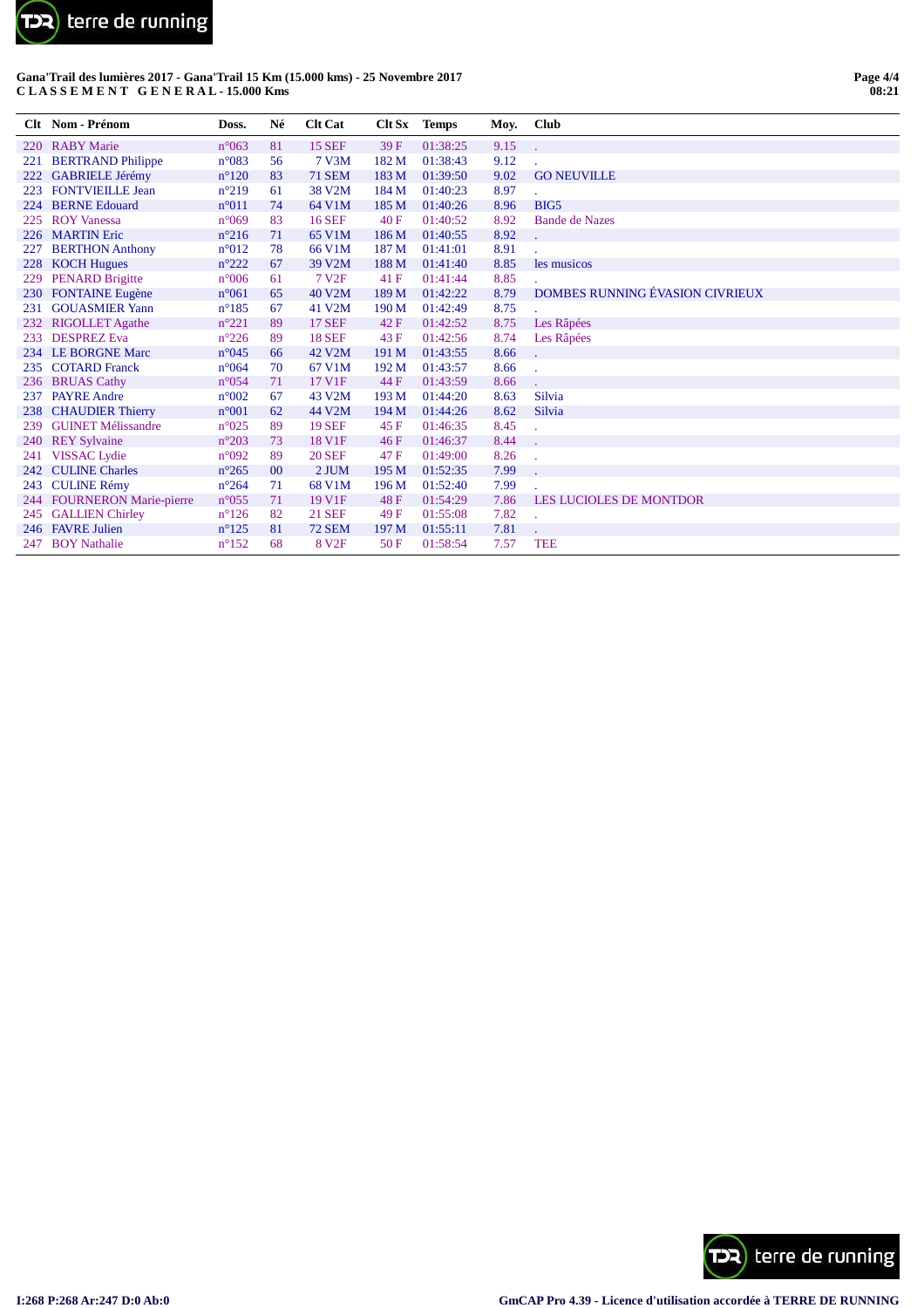**Gana'Trail des lumières 2017 - Gana'Trail 15 Km (15.000 kms) - 25 Novembre 2017**
**C L A S S E M E N T   G E N E R A L - 15.000 Kms**

| Clt | Nom - Prénom | Doss. | Né | Clt Cat | Clt Sx | Temps | Moy. | Club |
|---|---|---|---|---|---|---|---|---|
| 220 | RABY Marie | n°063 | 81 | 15 SEF | 39 F | 01:38:25 | 9.15 | . |
| 221 | BERTRAND Philippe | n°083 | 56 | 7 V3M | 182 M | 01:38:43 | 9.12 | . |
| 222 | GABRIELE Jérémy | n°120 | 83 | 71 SEM | 183 M | 01:39:50 | 9.02 | GO NEUVILLE |
| 223 | FONTVIEILLE Jean | n°219 | 61 | 38 V2M | 184 M | 01:40:23 | 8.97 | . |
| 224 | BERNE Edouard | n°011 | 74 | 64 V1M | 185 M | 01:40:26 | 8.96 | BIG5 |
| 225 | ROY Vanessa | n°069 | 83 | 16 SEF | 40 F | 01:40:52 | 8.92 | Bande de Nazes |
| 226 | MARTIN Eric | n°216 | 71 | 65 V1M | 186 M | 01:40:55 | 8.92 | . |
| 227 | BERTHON Anthony | n°012 | 78 | 66 V1M | 187 M | 01:41:01 | 8.91 | . |
| 228 | KOCH Hugues | n°222 | 67 | 39 V2M | 188 M | 01:41:40 | 8.85 | les musicos |
| 229 | PENARD Brigitte | n°006 | 61 | 7 V2F | 41 F | 01:41:44 | 8.85 | . |
| 230 | FONTAINE Eugène | n°061 | 65 | 40 V2M | 189 M | 01:42:22 | 8.79 | DOMBES RUNNING ÉVASION CIVRIEUX |
| 231 | GOUASMIER Yann | n°185 | 67 | 41 V2M | 190 M | 01:42:49 | 8.75 | . |
| 232 | RIGOLLET Agathe | n°221 | 89 | 17 SEF | 42 F | 01:42:52 | 8.75 | Les Râpées |
| 233 | DESPREZ Eva | n°226 | 89 | 18 SEF | 43 F | 01:42:56 | 8.74 | Les Râpées |
| 234 | LE BORGNE Marc | n°045 | 66 | 42 V2M | 191 M | 01:43:55 | 8.66 | . |
| 235 | COTARD Franck | n°064 | 70 | 67 V1M | 192 M | 01:43:57 | 8.66 | . |
| 236 | BRUAS Cathy | n°054 | 71 | 17 V1F | 44 F | 01:43:59 | 8.66 | . |
| 237 | PAYRE Andre | n°002 | 67 | 43 V2M | 193 M | 01:44:20 | 8.63 | Silvia |
| 238 | CHAUDIER Thierry | n°001 | 62 | 44 V2M | 194 M | 01:44:26 | 8.62 | Silvia |
| 239 | GUINET Mélissandre | n°025 | 89 | 19 SEF | 45 F | 01:46:35 | 8.45 | . |
| 240 | REY Sylvaine | n°203 | 73 | 18 V1F | 46 F | 01:46:37 | 8.44 | . |
| 241 | VISSAC Lydie | n°092 | 89 | 20 SEF | 47 F | 01:49:00 | 8.26 | . |
| 242 | CULINE Charles | n°265 | 00 | 2 JUM | 195 M | 01:52:35 | 7.99 | . |
| 243 | CULINE Rémy | n°264 | 71 | 68 V1M | 196 M | 01:52:40 | 7.99 | . |
| 244 | FOURNERON Marie-pierre | n°055 | 71 | 19 V1F | 48 F | 01:54:29 | 7.86 | LES LUCIOLES DE MONTDOR |
| 245 | GALLIEN Chirley | n°126 | 82 | 21 SEF | 49 F | 01:55:08 | 7.82 | . |
| 246 | FAVRE Julien | n°125 | 81 | 72 SEM | 197 M | 01:55:11 | 7.81 | . |
| 247 | BOY Nathalie | n°152 | 68 | 8 V2F | 50 F | 01:58:54 | 7.57 | TEE |

I:268 P:268 Ar:247 D:0 Ab:0

GmCAP Pro 4.39 - Licence d'utilisation accordée à TERRE DE RUNNING